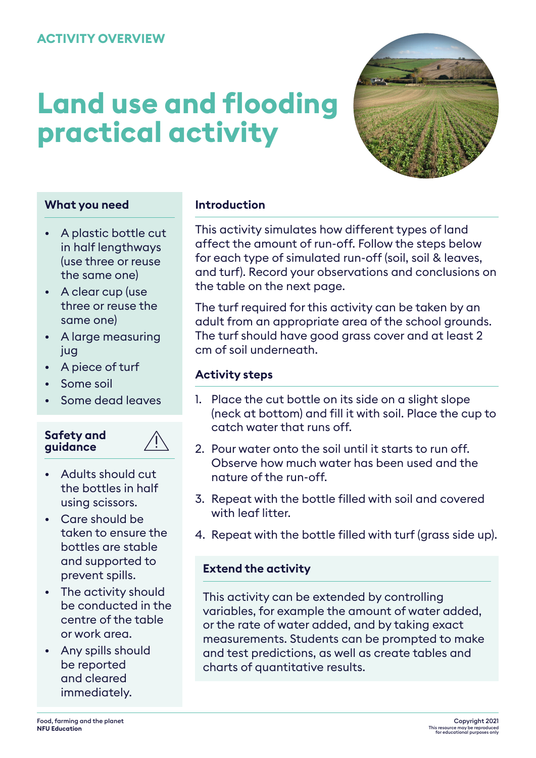ACTIVITY OVERVIEW

# Land use and flooding practical activity

### What you need

- A plastic bottle cut in half lengthways (use three or reuse the same one)
- A clear cup (use three or reuse the same one)
- A large measuring jug
- A piece of turf
- Some soil
- Some dead leaves

### Safety and guidance

- Adults should cut the bottles in half using scissors.
- Care should be taken to ensure the bottles are stable and supported to prevent spills.
- The activity should be conducted in the centre of the table or work area.
- Any spills should be reported and cleared immediately.

### Introduction

This activity simulates how different types of land affect the amount of run-off. Follow the steps below for each type of simulated run-off (soil, soil & leaves, and turf). Record your observations and conclusions on the table on the next page.

The turf required for this activity can be taken by an adult from an appropriate area of the school grounds. The turf should have good grass cover and at least 2 cm of soil underneath.

### Activity steps

1. Place the cut bottle on its side on a slight slope (neck at bottom) and fill it with soil. Place the cup to catch water that runs off.
2. Pour water onto the soil until it starts to run off. Observe how much water has been used and the nature of the run-off.
3. Repeat with the bottle filled with soil and covered with leaf litter.
4. Repeat with the bottle filled with turf (grass side up).

### Extend the activity

This activity can be extended by controlling variables, for example the amount of water added, or the rate of water added, and by taking exact measurements. Students can be prompted to make and test predictions, as well as create tables and charts of quantitative results.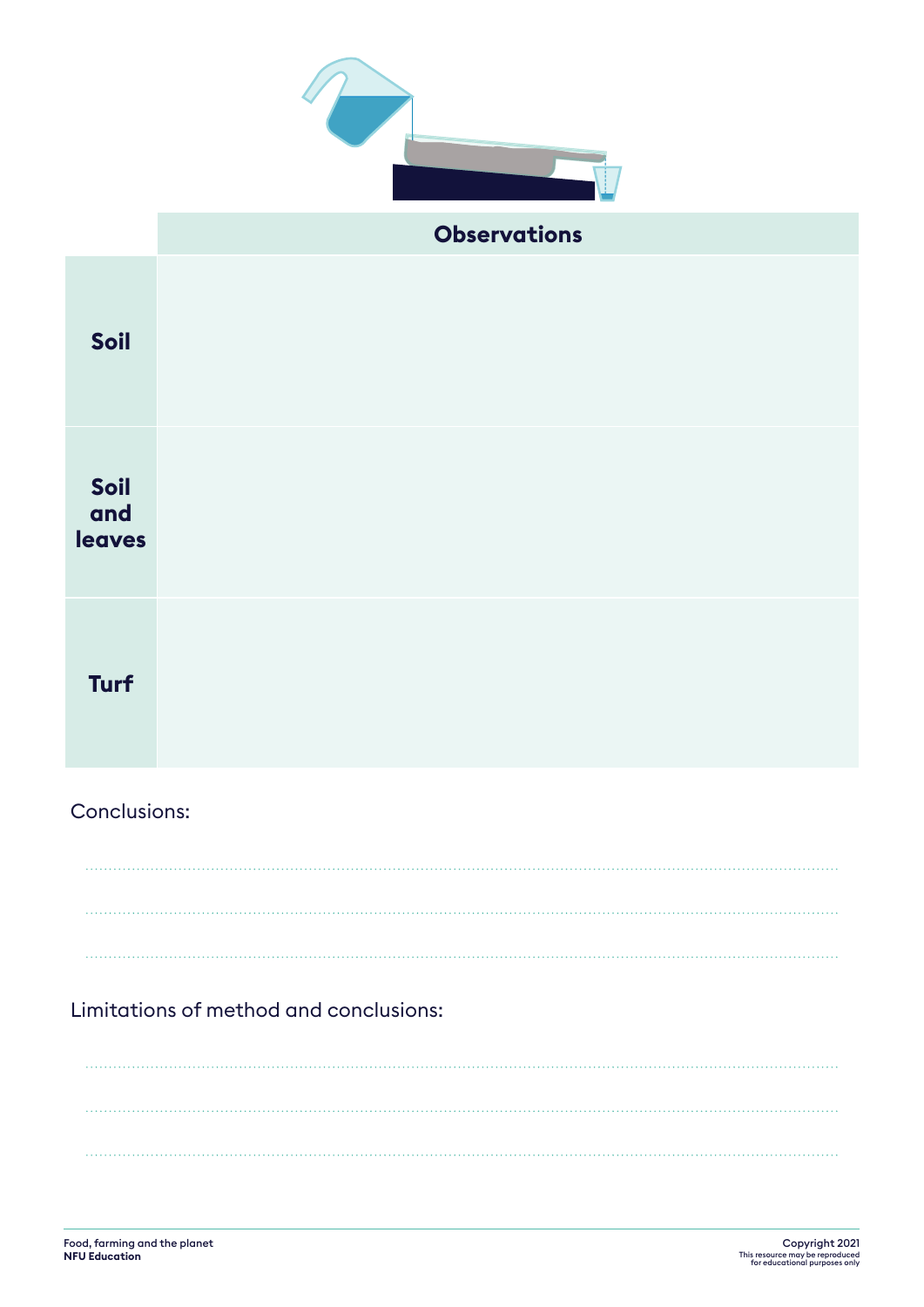| | Observations |
|---|---|
| **Soil** | |
| **Soil and leaves** | |
| **Turf** | |

Conclusions:

..........................................................................................................................................

..........................................................................................................................................

..........................................................................................................................................

Limitations of method and conclusions:

..........................................................................................................................................

..........................................................................................................................................

..........................................................................................................................................